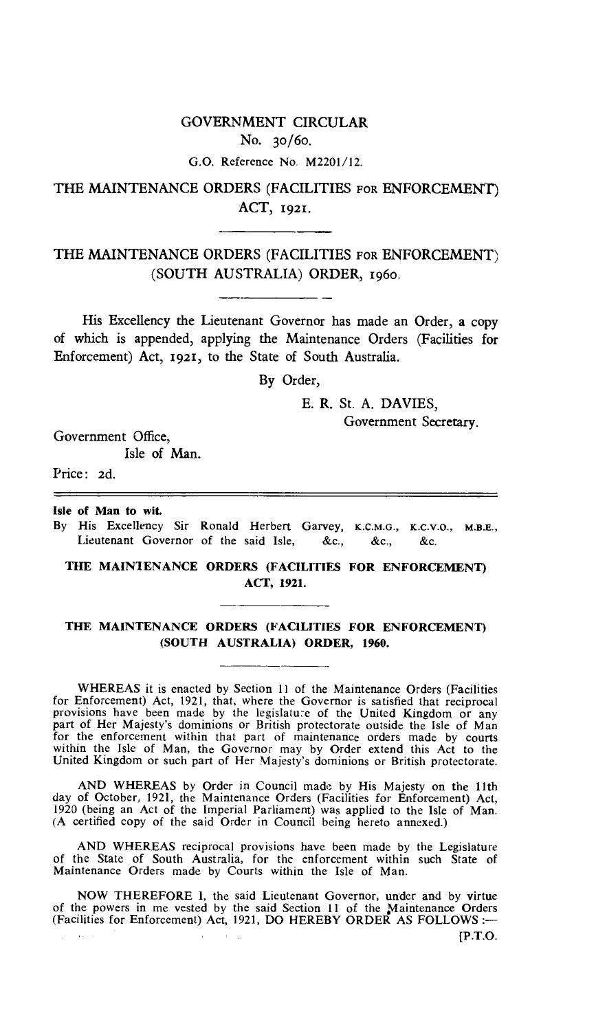# GOVERNMENT CIRCULAR

No. 30/60.

G.O. Reference No. M2201/12.

## THE MAINTENANCE ORDERS (FACILITIES FOR ENFORCEMENT) ACT, 1921.

## THE MAINTENANCE ORDERS (FACILITIES FOR ENFORCEMENT) (SOUTH AUSTRALIA) ORDER, 1960.

His Excellency the Lieutenant Governor has made an Order, a copy of which is appended, applying the Maintenance Orders (Facilities for Enforcement) Act, 1921, to the State of South Australia.

By Order,

E. R. St. A. DAVIES,
Government Secretary.

Government Office,
Isle of Man.

Price: 2d.

---

**Isle of Man to wit.**

By His Excellency Sir Ronald Herbert Garvey, K.C.M.G., K.C.V.O., M.B.E., Lieutenant Governor of the said Isle, &c., &c., &c.

**THE MAINTENANCE ORDERS (FACILITIES FOR ENFORCEMENT) ACT, 1921.**

**THE MAINTENANCE ORDERS (FACILITIES FOR ENFORCEMENT) (SOUTH AUSTRALIA) ORDER, 1960.**

WHEREAS it is enacted by Section 11 of the Maintenance Orders (Facilities for Enforcement) Act, 1921, that, where the Governor is satisfied that reciprocal provisions have been made by the legislature of the United Kingdom or any part of Her Majesty's dominions or British protectorate outside the Isle of Man for the enforcement within that part of maintenance orders made by courts within the Isle of Man, the Governor may by Order extend this Act to the United Kingdom or such part of Her Majesty's dominions or British protectorate.

AND WHEREAS by Order in Council made by His Majesty on the 11th day of October, 1921, the Maintenance Orders (Facilities for Enforcement) Act, 1920 (being an Act of the Imperial Parliament) was applied to the Isle of Man. (A certified copy of the said Order in Council being hereto annexed.)

AND WHEREAS reciprocal provisions have been made by the Legislature of the State of South Australia, for the enforcement within such State of Maintenance Orders made by Courts within the Isle of Man.

NOW THEREFORE I, the said Lieutenant Governor, under and by virtue of the powers in me vested by the said Section 11 of the Maintenance Orders (Facilities for Enforcement) Act, 1921, DO HEREBY ORDER AS FOLLOWS :—

[P.T.O.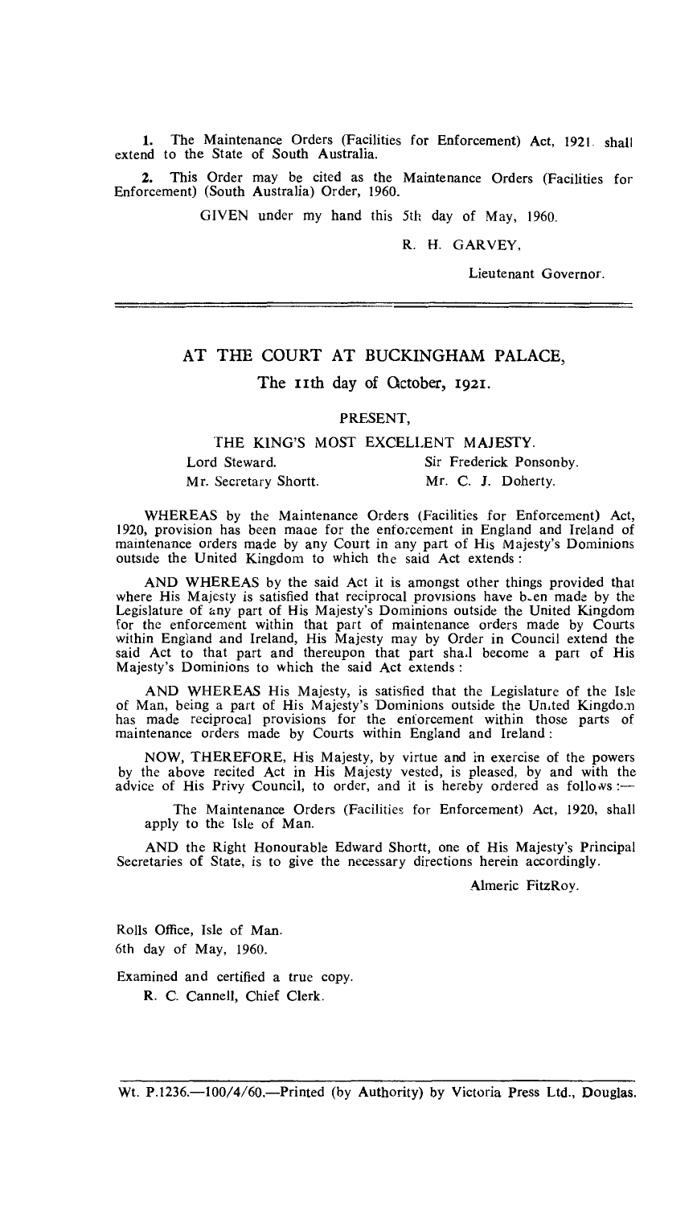1. The Maintenance Orders (Facilities for Enforcement) Act, 1921 shall extend to the State of South Australia.

2. This Order may be cited as the Maintenance Orders (Facilities for Enforcement) (South Australia) Order, 1960.

GIVEN under my hand this 5th day of May, 1960.

R. H. GARVEY,

Lieutenant Governor.

---

## AT THE COURT AT BUCKINGHAM PALACE,

### The 11th day of October, 1921.

PRESENT,

THE KING'S MOST EXCELLENT MAJESTY.

| | |
|---|---|
| Lord Steward. | Sir Frederick Ponsonby. |
| Mr. Secretary Shortt. | Mr. C. J. Doherty. |

WHEREAS by the Maintenance Orders (Facilities for Enforcement) Act, 1920, provision has been maae for the enforcement in England and Ireland of maintenance orders made by any Court in any part of His Majesty's Dominions outside the United Kingdom to which the said Act extends:

AND WHEREAS by the said Act it is amongst other things provided that where His Majesty is satisfied that reciprocal provisions have been made by the Legislature of any part of His Majesty's Dominions outside the United Kingdom for the enforcement within that part of maintenance orders made by Courts within England and Ireland, His Majesty may by Order in Council extend the said Act to that part and thereupon that part shall become a part of His Majesty's Dominions to which the said Act extends:

AND WHEREAS His Majesty, is satisfied that the Legislature of the Isle of Man, being a part of His Majesty's Dominions outside the United Kingdom has made reciprocal provisions for the enforcement within those parts of maintenance orders made by Courts within England and Ireland:

NOW, THEREFORE, His Majesty, by virtue and in exercise of the powers by the above recited Act in His Majesty vested, is pleased, by and with the advice of His Privy Council, to order, and it is hereby ordered as follows:—

The Maintenance Orders (Facilities for Enforcement) Act, 1920, shall apply to the Isle of Man.

AND the Right Honourable Edward Shortt, one of His Majesty's Principal Secretaries of State, is to give the necessary directions herein accordingly.

Almeric FitzRoy.

Rolls Office, Isle of Man.
6th day of May, 1960.

Examined and certified a true copy.
R. C. Cannell, Chief Clerk.

Wt. P.1236.—100/4/60.—Printed (by Authority) by Victoria Press Ltd., Douglas.